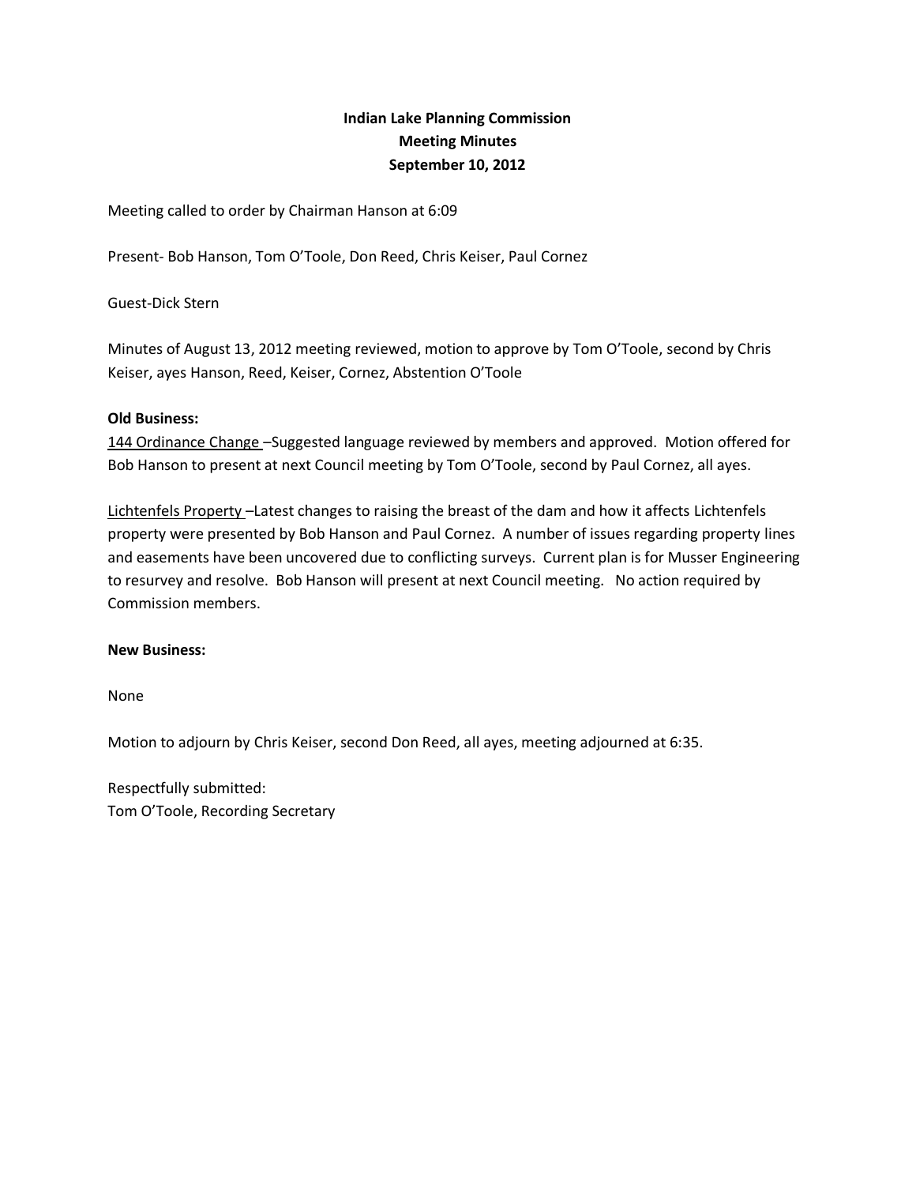**Indian Lake Planning Commission**
**Meeting Minutes**
**September 10, 2012**

Meeting called to order by Chairman Hanson at 6:09

Present- Bob Hanson, Tom O'Toole, Don Reed, Chris Keiser, Paul Cornez

Guest-Dick Stern

Minutes of August 13, 2012 meeting reviewed, motion to approve by Tom O'Toole, second by Chris Keiser, ayes Hanson, Reed, Keiser, Cornez, Abstention O'Toole

**Old Business:**

<u>144 Ordinance Change</u> –Suggested language reviewed by members and approved. Motion offered for Bob Hanson to present at next Council meeting by Tom O'Toole, second by Paul Cornez, all ayes.

<u>Lichtenfels Property</u> –Latest changes to raising the breast of the dam and how it affects Lichtenfels property were presented by Bob Hanson and Paul Cornez. A number of issues regarding property lines and easements have been uncovered due to conflicting surveys. Current plan is for Musser Engineering to resurvey and resolve. Bob Hanson will present at next Council meeting. No action required by Commission members.

**New Business:**

None

Motion to adjourn by Chris Keiser, second Don Reed, all ayes, meeting adjourned at 6:35.

Respectfully submitted:
Tom O'Toole, Recording Secretary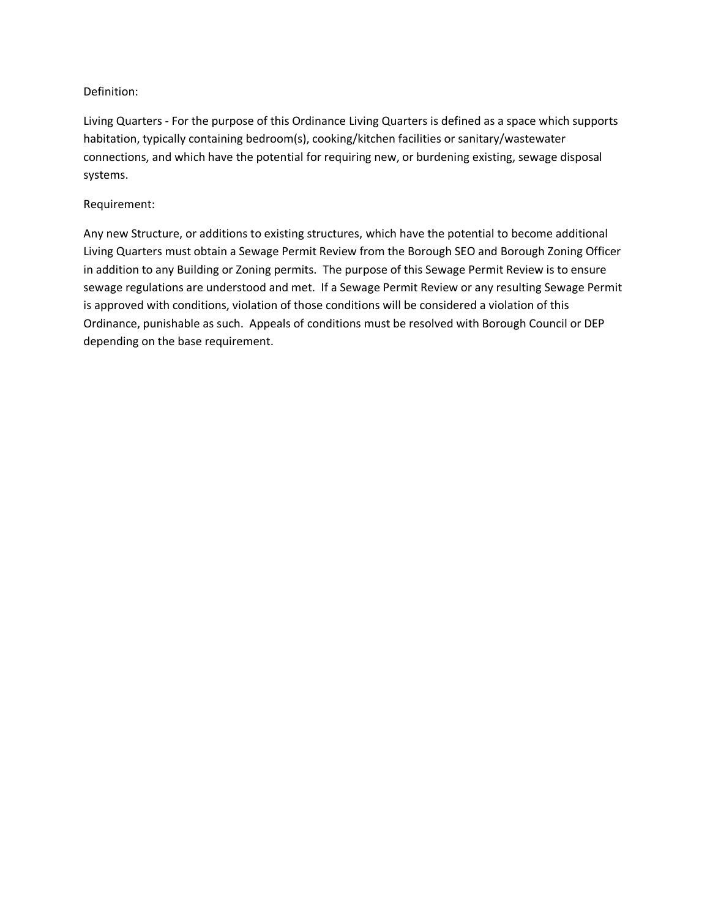Definition:

Living Quarters - For the purpose of this Ordinance Living Quarters is defined as a space which supports habitation, typically containing bedroom(s), cooking/kitchen facilities or sanitary/wastewater connections, and which have the potential for requiring new, or burdening existing, sewage disposal systems.

Requirement:

Any new Structure, or additions to existing structures, which have the potential to become additional Living Quarters must obtain a Sewage Permit Review from the Borough SEO and Borough Zoning Officer in addition to any Building or Zoning permits. The purpose of this Sewage Permit Review is to ensure sewage regulations are understood and met. If a Sewage Permit Review or any resulting Sewage Permit is approved with conditions, violation of those conditions will be considered a violation of this Ordinance, punishable as such. Appeals of conditions must be resolved with Borough Council or DEP depending on the base requirement.